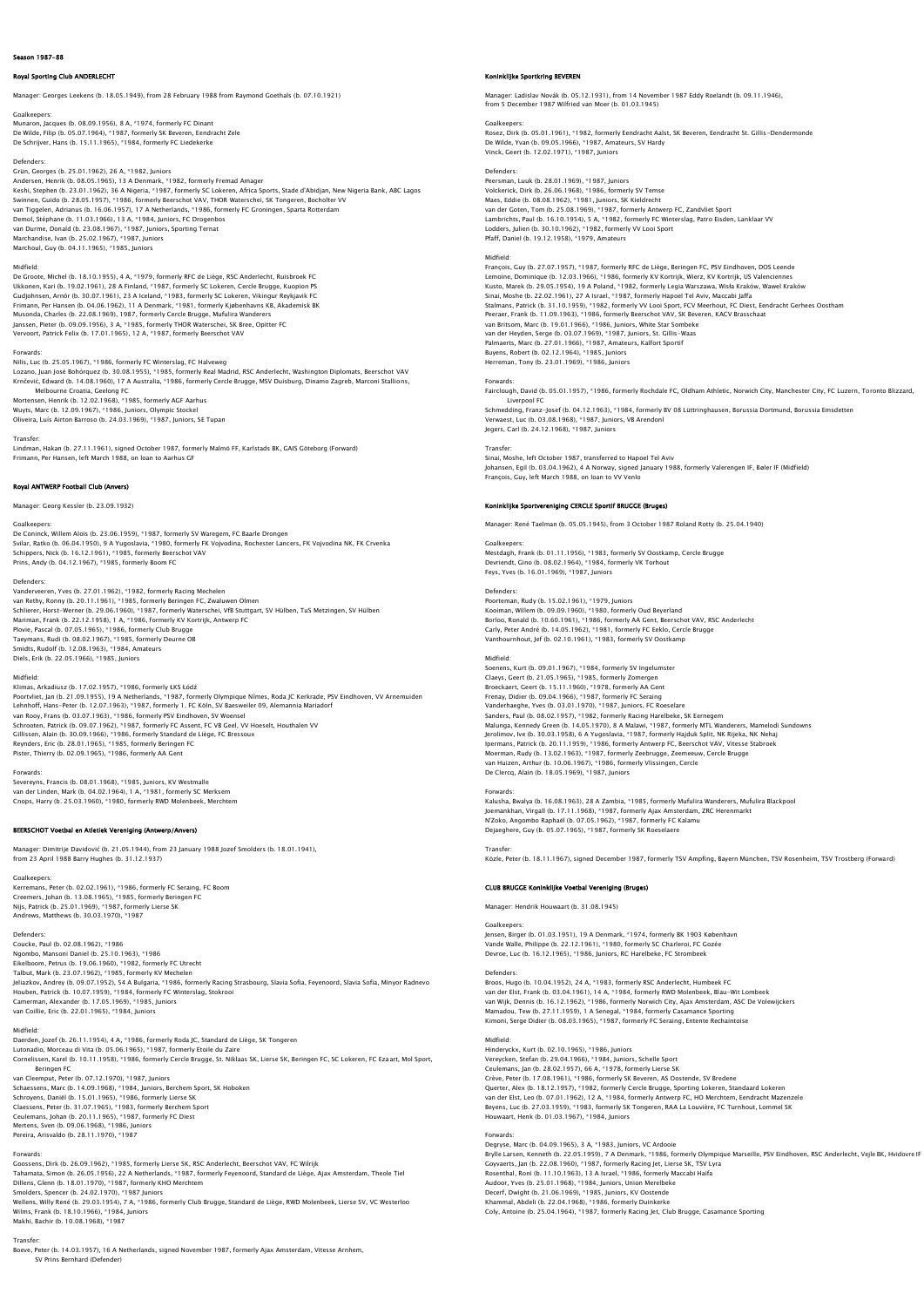# Season 1987–88

## Royal Sporting Club ANDERLECHT

Manager: Georges Leekens (b. 18.05.1949), from 28 February 1988 from Raymond Goethals (b. 07.10.1921)

Goalkeepers:
Munaron, Jacques (b. 08.09.1956), 8 A, *1974, formerly FC Dinant
De Wilde, Filip (b. 05.07.1964), *1987, formerly SK Beveren, Eendracht Zele
De Schrijver, Hans (b. 15.11.1965), *1984, formerly FC Liedekerke

Defenders:
Grün, Georges (b. 25.01.1962), 26 A, *1982, Juniors
Andersen, Henrik (b. 08.05.1965), 13 A Denmark, *1982, formerly Fremad Amager
Keshi, Stephen (b. 23.01.1962), 36 A Nigeria, *1987, formerly SC Lokeren, Africa Sports, Stade d'Abidjan, New Nigeria Bank, ABC Lagos
Swinnen, Guido (b. 28.05.1957), *1986, formerly Beerschot VAV, THOR Waterschei, SK Tongeren, Bocholter VV
van Tiggelen, Adrianus (b. 16.06.1957), 17 A Netherlands, *1986, formerly FC Groningen, Sparta Rotterdam
Demol, Stéphane (b. 11.03.1966), 13 A, *1984, Juniors, FC Drogenbos
van Durme, Donald (b. 23.08.1967), *1987, Juniors, Sporting Ternat
Marchandise, Ivan (b. 25.02.1967), *1987, Juniors
Marchoul, Guy (b. 04.11.1965), *1985, Juniors

Midfield:
De Groote, Michel (b. 18.10.1955), 4 A, *1979, formerly RFC de Liège, RSC Anderlecht, Ruisbroek FC
Ukkonen, Kari (b. 19.02.1961), 28 A Finland, *1987, formerly SC Lokeren, Cercle Brugge, Kuopion PS
Gudjohnsen, Arnór (b. 30.07.1961), 23 A Iceland, *1983, formerly SC Lokeren, Vikingur Reykjavik FC
Frimann, Per Hansen (b. 04.06.1962), 11 A Denmark, *1981, formerly Kjøbenhavns KB, Akademisk BK
Musonda, Charles (b. 22.08.1969), 1987, formerly Cercle Brugge, Mufulira Wanderers
Janssen, Pieter (b. 09.09.1956), 3 A, *1985, formerly THOR Waterschei, SK Bree, Opitter FC
Vervoort, Patrick Felix (b. 17.01.1965), 12 A, *1987, formerly Beerschot VAV

Forwards:
Nilis, Luc (b. 25.05.1967), *1986, formerly FC Winterslag, FC Halveweg
Lozano, Juan José Bohórquez (b. 30.08.1955), *1985, formerly Real Madrid, RSC Anderlecht, Washington Diplomats, Beerschot VAV
Krnčević, Edward (b. 14.08.1960), 17 A Australia, *1986, formerly Cercle Brugge, MSV Duisburg, Dinamo Zagreb, Marconi Stallions, Melbourne Croatia, Geelong FC
Mortensen, Henrik (b. 12.02.1968), *1985, formerly AGF Aarhus
Wuyts, Marc (b. 12.09.1967), *1986, Juniors, Olympic Stockel
Oliveira, Luís Airton Barroso (b. 24.03.1969), *1987, Juniors, SE Tupan

Transfer:
Lindman, Hakan (b. 27.11.1961), signed October 1987, formerly Malmö FF, Karlstads BK, GAIS Göteborg (Forward)
Frimann, Per Hansen, left March 1988, on loan to Aarhus GF

## Royal ANTWERP Football Club (Anvers)

Manager: Georg Kessler (b. 23.09.1932)

Goalkeepers:
De Coninck, Willem Alois (b. 23.06.1959), *1987, formerly SV Waregem, FC Baarle Drongen
Svilar, Ratko (b. 06.04.1950), 9 A Yugoslavia, *1980, formerly FK Vojvodina, Rochester Lancers, FK Vojvodina NK, FK Crvenka
Schippers, Nick (b. 16.12.1961), *1985, formerly Beerschot VAV
Prins, Andy (b. 04.12.1967), *1985, formerly Boom FC

Defenders:
Vanderveeren, Yves (b. 27.01.1962), *1982, formerly Racing Mechelen
van Rethy, Ronny (b. 20.11.1961), *1985, formerly Beringen FC, Zwaluwen Olmen
Schlierer, Horst-Werner (b. 29.06.1960), *1987, formerly Waterschei, VfB Stuttgart, SV Hülben, TuS Metzingen, SV Hülben
Mariman, Frank (b. 22.12.1958), 1 A, *1986, formerly KV Kortrijk, Antwerp FC
Plovie, Pascal (b. 07.05.1965), *1986, formerly Club Brugge
Taeymans, Rudi (b. 08.02.1967), *1985, formerly Deurne OB
Smidts, Rudolf (b. 12.08.1963), *1984, Amateurs
Diels, Erik (b. 22.05.1966), *1985, Juniors

Midfield:
Klimas, Arkadiusz (b. 17.02.1957), *1986, formerly ŁKS Łódź
Poortvliet, Jan (b. 21.09.1955), 19 A Netherlands, *1987, formerly Olympique Nîmes, Roda JC Kerkrade, PSV Eindhoven, VV Arnemuiden
Lehnhoff, Hans-Peter (b. 12.07.1963), *1987, formerly 1. FC Köln, SV Baesweiler 09, Alemannia Mariadorf
van Rooy, Frans (b. 03.07.1963), *1986, formerly PSV Eindhoven, SV Woensel
Schrooten, Patrick (b. 09.07.1962), *1987, formerly FC Assent, FC VB Geel, VV Hoeselt, Houthalen VV
Gillissen, Alain (b. 30.09.1966), *1986, formerly Standard de Liège, FC Bressoux
Reynders, Eric (b. 28.01.1965), *1985, formerly Beringen FC
Pister, Thierry (b. 02.09.1965), *1986, formerly AA Gent

Forwards:
Severeyns, Francis (b. 08.01.1968), *1985, Juniors, KV Westmalle
van der Linden, Mark (b. 04.02.1964), 1 A, *1981, formerly SC Merksem
Cnops, Harry (b. 25.03.1960), *1980, formerly RWD Molenbeek, Merchtem

## BEERSCHOT Voetbal en Atletiek Vereniging (Antwerp/Anvers)

Manager: Dimitrije Davidović (b. 21.05.1944), from 23 January 1988 Jozef Smolders (b. 18.01.1941), from 23 April 1988 Barry Hughes (b. 31.12.1937)

Goalkeepers:
Kerremans, Peter (b. 02.02.1961), *1986, formerly FC Seraing, FC Boom
Creemers, Johan (b. 13.08.1965), *1985, formerly Beringen FC
Nijs, Patrick (b. 25.01.1969), *1987, formerly Lierse SK
Andrews, Matthews (b. 30.03.1970), *1987

Defenders:
Coucke, Paul (b. 02.08.1962), *1986
Ngombo, Mansoni Daniel (b. 25.10.1963), *1986
Eikelboom, Petrus (b. 19.06.1960), *1982, formerly FC Utrecht
Talbut, Mark (b. 23.07.1962), *1985, formerly KV Mechelen
Jeliazkov, Andrey (b. 09.07.1952), 54 A Bulgaria, *1986, formerly Racing Strasbourg, Slavia Sofia, Feyenoord, Slavia Sofia, Minyor Radnevo
Houben, Patrick (b. 10.07.1959), *1984, formerly FC Winterslag, Stokrooi
Camerman, Alexander (b. 17.05.1969), *1985, Juniors
van Coillie, Eric (b. 22.01.1965), *1984, Juniors

Midfield:
Daerden, Jozef (b. 26.11.1954), 4 A, *1986, formerly Roda JC, Standard de Liège, SK Tongeren
Lutonadio, Morceau di Vita (b. 05.06.1965), *1987, formerly Etoile du Zaire
Cornelissen, Karel (b. 10.11.1958), *1986, formerly Cercle Brugge, St. Niklaas SK, Lierse SK, Beringen FC, SC Lokeren, FC Ezaart, Mol Sport, Beringen FC
van Cleemput, Peter (b. 07.12.1970), *1987, Juniors
Schaessens, Marc (b. 14.09.1968), *1984, Juniors, Berchem Sport, SK Hoboken
Schroyens, Daniël (b. 15.01.1965), *1986, formerly Lierse SK
Claessens, Peter (b. 31.07.1965), *1983, formerly Berchem Sport
Ceulemans, Johan (b. 20.11.1965), *1987, formerly FC Diest
Mertens, Sven (b. 09.06.1968), *1986, Juniors
Pereira, Arisvaldo (b. 28.11.1970), *1987

Forwards:
Goossens, Dirk (b. 26.09.1962), *1985, formerly Lierse SK, RSC Anderlecht, Beerschot VAV, FC Wilrijk
Tahamata, Simon (b. 26.05.1956), 22 A Netherlands, *1987, formerly Feyenoord, Standard de Liège, Ajax Amsterdam, Theole Tiel
Dillens, Glenn (b. 18.01.1970), *1987, formerly KHO Merchtem
Smolders, Spencer (b. 24.02.1970), *1987 Juniors
Wellens, Willy René (b. 29.03.1954), 7 A, *1986, formerly Club Brugge, Standard de Liège, RWD Molenbeek, Lierse SV, VC Westerloo
Wilms, Frank (b. 18.10.1966), *1984, Juniors
Makhi, Bachir (b. 10.08.1968), *1987

Transfer:
Boeve, Peter (b. 14.03.1957), 16 A Netherlands, signed November 1987, formerly Ajax Amsterdam, Vitesse Arnhem, SV Prins Bernhard (Defender)

## Koninklijke Sportkring BEVEREN

Manager: Ladislav Novák (b. 05.12.1931), from 14 November 1987 Eddy Roelandt (b. 09.11.1946), from 5 December 1987 Wilfried van Moer (b. 01.03.1945)

Goalkeepers:
Rosez, Dirk (b. 05.01.1961), *1982, formerly Eendracht Aalst, SK Beveren, Eendracht St. Gillis-Dendermonde
De Wilde, Yvan (b. 09.05.1966), *1987, Amateurs, SV Hardy
Vinck, Geert (b. 12.02.1971), *1987, Juniors

Defenders:
Peersman, Luuk (b. 28.01.1969), *1987, Juniors
Volckerick, Dirk (b. 26.06.1968), *1986, formerly SV Temse
Maes, Eddie (b. 08.08.1962), *1981, Juniors, SK Kieldrecht
van der Goten, Tom (b. 25.08.1969), *1987, formerly Antwerp FC, Zandvliet Sport
Lambrichts, Paul (b. 16.10.1954), 5 A, *1982, formerly FC Winterslag, Patro Eisden, Lanklaar VV
Lodders, Julien (b. 30.10.1962), *1982, formerly VV Looi Sport
Pfaff, Daniel (b. 19.12.1958), *1979, Amateurs

Midfield:
François, Guy (b. 27.07.1957), *1987, formerly RFC de Liège, Beringen FC, PSV Eindhoven, DOS Leende
Lemoine, Dominique (b. 12.03.1966), *1986, formerly KV Kortrijk, Wierz, KV Kortrijk, US Valenciennes
Kusto, Marek (b. 29.05.1954), 19 A Poland, *1982, formerly Legia Warszawa, Wisła Kraków, Wawel Kraków
Sinai, Moshe (b. 22.02.1961), 27 A Israel, *1987, formerly Hapoel Tel Aviv, Maccabi Jaffa
Stalmans, Patrick (b. 31.10.1959), *1982, formerly VV Looi Sport, FCV Meerhout, FC Diest, Eendracht Gerhees Oostham
Peeraer, Frank (b. 11.09.1963), *1986, formerly Beerschot VAV, SK Beveren, KACV Brasschaat
van Britsom, Marc (b. 19.01.1966), *1986, Juniors, White Star Sombeke
van der Heyden, Serge (b. 03.07.1969), *1987, Juniors, St. Gillis-Waas
Palmaerts, Marc (b. 27.01.1966), *1987, Amateurs, Kalfort Sportif
Buyens, Robert (b. 02.12.1964), *1985, Juniors
Herreman, Tony (b. 23.01.1969), *1986, Juniors

Forwards:
Fairclough, David (b. 05.01.1957), *1986, formerly Rochdale FC, Oldham Athletic, Norwich City, Manchester City, FC Luzern, Toronto Blizzard, Liverpool FC
Schmedding, Franz-Josef (b. 04.12.1963), *1984, formerly BV 08 Lüttringhausen, Borussia Dortmund, Borussia Emsdetten
Verwaest, Luc (b. 03.08.1968), *1987, Juniors, VB Arendonl
Jegers, Carl (b. 24.12.1968), *1987, Juniors

Transfer:
Sinai, Moshe, left October 1987, transferred to Hapoel Tel Aviv
Johansen, Egil (b. 03.04.1962), 4 A Norway, signed January 1988, formerly Valerengen IF, Bøler IF (Midfield)
François, Guy, left March 1988, on loan to VV Venlo

## Koninklijke Sportvereniging CERCLE Sportif BRUGGE (Bruges)

Manager: René Taelman (b. 05.05.1945), from 3 October 1987 Roland Rotty (b. 25.04.1940)

Goalkeepers:
Mestdagh, Frank (b. 01.11.1956), *1983, formerly SV Oostkamp, Cercle Brugge
Devriendt, Gino (b. 08.02.1964), *1984, formerly VK Torhout
Feys, Yves (b. 16.01.1969), *1987, Juniors

Defenders:
Poorteman, Rudy (b. 15.02.1961), *1979, Juniors
Kooiman, Willem (b. 09.09.1960), *1980, formerly Oud Beyerland
Borloo, Ronald (b. 10.60.1961), *1986, formerly AA Gent, Beerschot VAV, RSC Anderlecht
Carly, Peter André (b. 14.05.1962), *1981, formerly FC Eeklo, Cercle Brugge
Vanthournhout, Jef (b. 02.10.1961), *1983, formerly SV Oostkamp

Midfield:
Soenens, Kurt (b. 09.01.1967), *1984, formerly SV Ingelumster
Claeys, Geert (b. 21.05.1965), *1985, formerly Zomergen
Broeckaert, Geert (b. 15.11.1960), *1978, formerly AA Gent
Frenay, Didier (b. 09.04.1966), *1987, formerly FC Seraing
Vanderhaeghe, Yves (b. 03.01.1970), *1987, Juniors, FC Roeselare
Sanders, Paul (b. 08.02.1957), *1982, formerly Racing Harelbeke, SK Eernegem
Malunga, Kennedy Green (b. 14.05.1970), 8 A Malawi, *1987, formerly MTL Wanderers, Mamelodi Sundowns
Jerolimov, Ive (b. 30.03.1958), 6 A Yugoslavia, *1987, formerly Hajduk Split, NK Rijeka, NK Nehaj
Ipermans, Patrick (b. 20.11.1959), *1986, formerly Antwerp FC, Beerschot VAV, Vitesse Stabroek
Moerman, Rudy (b. 13.02.1963), *1987, formerly Zeebrugge, Zeemeeuw, Cercle Brugge
van Huizen, Arthur (b. 10.06.1967), *1986, formerly Vlissingen, Cercle
De Clercq, Alain (b. 18.05.1969), *1987, Juniors

Forwards:
Kalusha, Bwalya (b. 16.08.1963), 28 A Zambia, *1985, formerly Mufulira Wanderers, Mufulira Blackpool
Joemankhan, Virgall (b. 17.11.1968), *1987, formerly Ajax Amsterdam, ZRC Herenmarkt
N'Zoko, Angombo Raphaël (b. 07.05.1962), *1987, formerly FC Kalamu
Dejaeghere, Guy (b. 05.07.1965), *1987, formerly SK Roeselaere

Transfer:
Közle, Peter (b. 18.11.1967), signed December 1987, formerly TSV Ampfing, Bayern München, TSV Rosenheim, TSV Trostberg (Forward)

## CLUB BRUGGE Koninklijke Voetbal Vereniging (Bruges)

Manager: Hendrik Houwaart (b. 31.08.1945)

Goalkeepers:
Jensen, Birger (b. 01.03.1951), 19 A Denmark, *1974, formerly BK 1903 København
Vande Walle, Philippe (b. 22.12.1961), *1980, formerly SC Charleroi, FC Gozée
Devroe, Luc (b. 16.12.1965), *1986, Juniors, RC Harelbeke, FC Strombeek

Defenders:
Broos, Hugo (b. 10.04.1952), 24 A, *1983, formerly RSC Anderlecht, Humbeek FC
van der Elst, Frank (b. 03.04.1961), 14 A, *1984, formerly RWD Molenbeek, Blau-Wit Lombeek
van Wijk, Dennis (b. 16.12.1962), *1986, formerly Norwich City, Ajax Amsterdam, ASC De Volewijckers
Mamadou, Tew (b. 27.11.1959), 1 A Senegal, *1984, formerly Casamance Sporting
Kimoni, Serge Didier (b. 08.03.1965), *1987, formerly FC Seraing, Entente Rechaintoise

Midfield:
Hinderyckx, Kurt (b. 02.10.1965), *1986, Juniors
Vereycken, Stefan (b. 29.04.1966), *1984, Juniors, Schelle Sport
Ceulemans, Jan (b. 28.02.1957), 66 A, *1978, formerly Lierse SK
Crève, Peter (b. 17.08.1961), *1986, formerly SK Beveren, AS Oostende, SV Bredene
Querter, Alex (b. 18.12.1957), *1982, formerly Cercle Brugge, Sporting Lokeren, Standaard Lokeren
van der Elst, Leo (b. 07.01.1962), 12 A, *1984, formerly Antwerp FC, HO Merchtem, Eendracht Mazenzele
Beyens, Luc (b. 27.03.1959), *1983, formerly SK Tongeren, RAA La Louvière, FC Turnhout, Lommel SK
Houwaart, Henk (b. 01.03.1967), *1984, Juniors

Forwards:
Degryse, Marc (b. 04.09.1965), 3 A, *1983, Juniors, VC Ardooie
Brylle Larsen, Kenneth (b. 22.05.1959), 7 A Denmark, *1986, formerly Olympique Marseille, PSV Eindhoven, RSC Anderlecht, Vejle BK, Hvidovre IF
Goyvaerts, Jan (b. 22.08.1960), *1987, formerly Racing Jet, Lierse SK, TSV Lyra
Rosenthal, Roni (b. 11.10.1963), 13 A Israel, *1986, formerly Maccabi Haifa
Audoor, Yves (b. 25.01.1968), *1984, Juniors, Union Merelbeke
Decerf, Dwight (b. 21.06.1969), *1985, Juniors, KV Oostende
Khammal, Abdeli (b. 22.04.1968), *1986, formerly Duinkerke
Coly, Antoine (b. 25.04.1964), *1987, formerly Racing Jet, Club Brugge, Casamance Sporting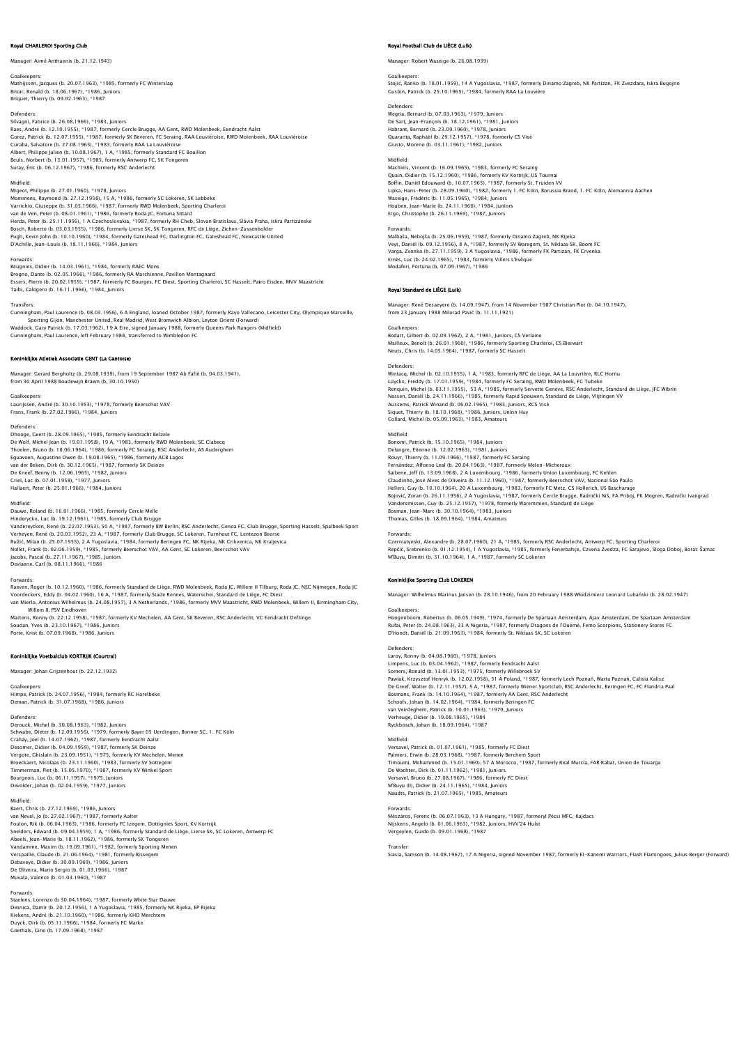## Royal CHARLEROI Sporting Club

Manager: Aimé Anthuenis (b. 21.12.1943)

Goalkeepers:
Mathijssen, Jacques (b. 20.07.1963), *1985, formerly FC Winterslag
Brioir, Ronald (b. 18.06.1967), *1986, Juniors
Briquet, Thierry (b. 09.02.1963), *1987

Defenders:
Silvagni, Fabrice (b. 26.08.1966), *1983, Juniors
Raes, André (b. 12.10.1955), *1987, formerly Cercle Brugge, AA Gent, RWD Molenbeek, Eendracht Aalst
Gorez, Patrick (b. 12.07.1955), *1987, formerly SK Beveren, FC Seraing, RAA Louviéroise, RWD Molenbeek, RAA Louviéroise
Curaba, Salvatore (b. 27.08.1963), *1983, formerly RAA La Louviéroise
Albert, Philippe Julien (b. 10.08.1967), 1 A, *1985, formerly Standard FC Bouillon
Beuls, Norbert (b. 13.01.1957), *1985, formerly Antwerp FC, SK Tongeren
Suray, Éric (b. 06.12.1967), *1986, formerly RSC Anderlecht

Midfield:
Migeot, Philippe (b. 27.01.1960), *1978, Juniors
Mommens, Raymond (b. 27.12.1958), 15 A, *1986, formerly SC Lokeren, SK Lebbeke
Varrichio, Giuseppe (b. 31.05.1966), *1987, formerly RWD Molenbeek, Sporting Charleroi
van de Ven, Peter (b. 08.01.1961), *1986, formerly Roda JC, Fortuna Sittard
Herda, Peter (b. 25.11.1956), 1 A Czechoslovakia, *1987, formerly RH Cheb, Slovan Bratislava, Slávia Praha, Iskra Partizánske
Bosch, Roberto (b. 03.03.1955), *1986, formerly Lierse SK, SK Tongeren, RFC de Liège, Zichen-Zussenbolder
Pugh, Kevin John (b. 10.10.1960), *1984, formerly Gateshead FC, Darlington FC, Gateshead FC, Newcastle United
D'Achille, Jean-Louis (b. 18.11.1966), *1984, Juniors

Forwards:
Beugnies, Didier (b. 14.03.1961), *1984, formerly RAEC Mons
Brogno, Dante (b. 02.05.1966), *1986, formerly RA Marchienne, Pavillon Montagnard
Essers, Pierre (b. 20.02.1959), *1987, formerly FC Bourges, FC Diest, Sporting Charleroi, SC Hasselt, Patro Eisden, MVV Maastricht
Taibi, Calogero (b. 16.11.1966), *1984, Juniors

Transfers:
Cunningham, Paul Laurence (b. 08.03.1956), 6 A England, loaned October 1987, formerly Rayo Vallecano, Leicester City, Olympique Marseille, Sporting Gijón, Manchester United, Real Madrid, West Bromwich Albion, Leyton Orient (Forward)
Waddock, Gary Patrick (b. 17.03.1962), 19 A Eire, signed January 1988, formerly Queens Park Rangers (Midfield)
Cunningham, Paul Laurence, left February 1988, transferred to Wimbledon FC

## Koninklijke Atletiek Associatie GENT (La Gantoise)

Manager: Gerard Bergholtz (b. 29.08.1939), from 19 September 1987 Ab Fafié (b. 04.03.1941), from 30 April 1988 Boudewijn Braem (b, 30.10.1950)

Goalkeepers:
Laurijssen, André (b. 30.10.1953), *1978, formerly Beerschot VAV
Frans, Frank (b. 27.02.1966), *1984, Juniors

Defenders:
Dhooge, Geert (b. 28.09.1965), *1985, formerly Eendracht Belzele
De Wolf, Michel Jean (b. 19.01.1958), 19 A, *1983, formerly RWD Molenbeek, SC Clabecq
Thoelen, Bruno (b. 18.06.1964), *1986, formerly FC Seraing, RSC Anderlecht, AS Auderghem
Eguavoen, Augustine Owen (b. 19.08.1965), *1986, formerly ACB Lagos
van der Beken, Dirk (b. 30.12.1965), *1987, formerly SK Deinze
De Kneef, Benny (b. 12.06.1965), *1982, Juniors
Criel, Luc (b. 07.01.1958), *1977, Juniors
Hallaert, Peter (b. 25.01.1966), *1984, Juniors

Midfield:
Dauwe, Roland (b. 16.01.1966), *1985, formerly Cercle Melle
Hinderyckx, Luc (b. 19.12.1961), *1985, formerly Club Brugge
Vandereycken, René (b. 22.07.1953), 50 A, *1987, formerly BW Berlin, RSC Anderlecht, Genoa FC, Club Brugge, Sporting Hasselt, Spalbeek Sport
Verheyen, René (b. 20.03.1952), 23 A, *1987, formerly Club Brugge, SC Lokeren, Turnhout FC, Lentezon Beerse
Ružić, Milan (b. 25.07.1955), 2 A Yugoslavia, *1984, formerly Beringen FC, NK Rijeka, NK Crikvenica, NK Kraljevica
Nollet, Frank (b. 02.06.1959), *1985, formerly Beerschot VAV, AA Gent, SC Lokeren, Beerschot VAV
Jacobs, Pascal (b. 27.11.1967), *1985, Juniors
Deviaene, Carl (b. 08.11.1966), *1986

Forwards:
Raeven, Roger (b. 10.12.1960), *1986, formerly Standard de Liège, RWD Molenbeek, Roda JC, Willem II Tilburg, Roda JC, NEC Nijmegen, Roda JC
Voordeckers, Eddy (b. 04.02.1960), 16 A, *1987, formerly Stade Rennes, Waterschei, Standard de Liège, FC Diest
van Mierlo, Antonius Wilhelmus (b. 24.08.1957), 3 A Netherlands, *1986, formerly MVV Maastricht, RWD Molenbeek, Willem II, Birmingham City, Willem II, PSV Eindhoven
Martens, Ronny (b. 22.12.1958), *1987, formerly KV Mechelen, AA Gent, SK Beveren, RSC Anderlecht, VC Eendracht Deftinge
Soudan, Yves (b. 23.10.1967), *1986, Juniors
Porte, Krist (b. 07.09.1968), *1986, Juniors

## Koninklijke Voetbalclub KORTRIJK (Courtrai)

Manager: Johan Grijzenhout (b. 22.12.1932)

Goalkeepers:
Himpe, Patrick (b. 24.07.1956), *1984, formerly RC Harelbeke
Deman, Patrick (b. 31.07.1968), *1986, Juniors

Defenders:
Derouck, Michel (b. 30.08.1963), *1982, Juniors
Schwabe, Dieter (b. 12.09.1956), *1979, formerly Bayer 05 Uerdingen, Bonner SC, 1. FC Köln
Crahay, Joel (b. 14.07.1962), *1987, formerly Eendracht Aalst
Desomer, Didier (b. 04.09.1959), *1987, formerly SK Deinze
Vergote, Ghislain (b. 23.09.1951), *1975, formerly KV Mechelen, Menen
Broeckaert, Nicolaas (b. 23.11.1960), *1983, formerly SV Sottegem
Timmerman, Piet (b. 15.05.1970), *1987, formerly KV Winkel Sport
Bourgeois, Luc (b. 06.11.1957), *1975, Juniors
Devolder, Johan (b. 02.04.1959), *1977, Juniors

Midfield:
Baert, Chris (b. 27.12.1969), *1986, Juniors
van Nevel, Jo (b. 27.02.1967), *1987, formerly Aalter
Foulon, Rik (b. 06.04.1963), *1986, formerly FC Izegem, Dottignies Sport, KV Kortrijk
Snelders, Edward (b. 09.04.1959), 1 A, *1986, formerly Standard de Liège, Lierse SK, SC Lokeren, Antwerp FC
Abeels, Jean-Marie (b. 18.11.1962), *1986, formerly SK Tongeren
Vandamme, Maxim (b. 19.09.1961), *1982, formerly Sporting Menen
Verspaille, Claude (b. 21.06.1964), *1981, formerly Bissegem
Debaeye, Didier (b. 30.09.1969), *1986, Juniors
De Oliveira, Mario Sergio (b. 01.03.1966), *1987
Muvala, Valence (b. 01.03.1960), *1987

Forwards:
Staelens, Lorenzo (b 30.04.1964), *1987, formerly White Star Dauwe
Desnica, Damir (b. 20.12.1956), 1 A Yugoslavia, *1985, formerly NK Rijeka, EP Rijeka
Kiekens, André (b. 21.10.1960), *1986, formerly KHO Merchtem
Duyck, Dirk (b. 05.11.1966), *1984, formerly FC Marke
Goethals, Gino (b. 17.09.1968), *1987

## Royal Football Club de LIÈGE (Luik)

Manager: Robert Waseige (b. 26.08.1939)

Goalkeepers:
Stojić, Ranko (b. 18.01.1959), 14 A Yugoslavia, *1987, formerly Dinamo Zagreb, NK Partizan, FK Zvezdara, Iskra Bugojno
Gusbin, Patrick (b. 25.10.1965), *1984, formerly RAA La Louvière

Defenders:
Wegria, Bernard (b. 07.03.1963), *1979, Juniors
De Sart, Jean-François (b. 18.12.1961), *1981, Juniors
Habrant, Bernard (b. 23.09.1960), *1978, Juniors
Quaranta, Raphaël (b. 29.12.1957), *1978, formerly CS Visé
Giusto, Moreno (b. 03.11.1961), *1982, Juniors

Midfield:
Machiels, Vincent (b. 16.09.1965), *1983, formerly FC Seraing
Quain, Didier (b. 15.12.1960), *1986, formerly KV Kortrijk, US Tournai
Boffin, Daniël Edouward (b. 10.07.1965), *1987, formerly St. Truiden VV
Lipka, Hans-Peter (b. 28.09.1960), *1982, formerly 1. FC Köln, Borussia Brand, 1. FC Köln, Alemannia Aachen
Waseige, Frédéric (b. 11.05.1965), *1984, Juniors
Houben, Jean-Marie (b. 24.11.1966), *1984, Juniors
Ergo, Christophe (b. 26.11.1969), *1987, Juniors

Forwards:
Malbaša, Nebojša (b. 25.06.1959), *1987, formerly Dinamo Zagreb, NK Rijeka
Veyt, Daniël (b. 09.12.1956), 8 A, *1987, formerly SV Waregem, St. Niklaas SK, Boom FC
Varga, Zvonko (b. 27.11.1959), 3 A Yugoslavia, *1986, formerly FK Partizan, FK Crvenka
Ernès, Luc (b. 24.02.1965), *1983, formerly Villers L'Evêque
Modaferi, Fortuna (b. 07.09.1967), *1986

## Royal Standard de LIÈGE (Luik)

Manager: René Desaeyere (b. 14.09.1947), from 14 November 1987 Christian Piot (b. 04.10.1947), from 23 January 1988 Milorad Pavić (b. 11.11.1921)

Goalkeepers:
Bodart, Gilbert (b. 02.09.1962), 2 A, *1981, Juniors, CS Verlaine
Mailleux, Benoît (b. 26.01.1960), *1986, formerly Sporting Charleroi, CS Bierwart
Neuts, Chris (b. 14.05.1964), *1987, formerly SC Hasselt

Defenders:
Wintacq, Michel (b. 02.10.1955), 1 A, *1983, formerly RFC de Liège, AA La Louvrière, RLC Hornu
Luyckx, Freddy (b. 17.01.1959), *1984, formerly FC Seraing, RWD Molenbeek, FC Tubeke
Renquin, Michel (b. 03.11.1955), 53 A, *1985, formerly Servette Genève, RSC Anderlecht, Standard de Liège, JFC Wibrin
Nassen, Daniël (b. 24.11.1966), *1985, formerly Rapid Spouwen, Standard de Liège, Vlijtingen VV
Aussems, Patrick Winand (b. 06.02.1965), *1983, Juniors, RCS Visé
Siquet, Thierry (b. 18.10.1968), *1986, Juniors, Union Huy
Collard, Michel (b. 05.09.1963), *1983, Amateurs

Midfield:
Bonomi, Patrick (b. 15.10.1965), *1984, Juniors
Delangre, Etienne (b. 12.02.1963), *1981, Juniors
Rouyr, Thierry (b. 11.09.1966), *1987, formerly FC Seraing
Fernández, Alfonso Leal (b. 20.04.1963), *1987, formerly Melen-Micheroux
Saibene, Jeff (b. 13.09.1968), 2 A Luxembourg, *1986, formerly Union Luxembourg, FC Kehlen
Claudinho, José Alves de Oliveira (b. 11.12.1960), *1987, formerly Beerschot VAV, Nacional São Paulo
Hellers, Guy (b. 10.10.1964), 20 A Luxembourg, *1983, formerly FC Metz, CS Hollerich, US Bascharage
Bojović, Zoran (b. 26.11.1956), 2 A Yugoslavia, *1987, formerly Cercle Brugge, Radnički Niš, FA Priboj, FK Mogren, Radnički Ivangrad
Vandersmissen, Guy (b. 25.12.1957), *1978, formerly Waremmien, Standard de Liège
Bosman, Jean-Marc (b. 30.10.1964), *1983, Juniors
Thomas, Gilles (b. 18.09.1964), *1984, Amateurs

Forwards:
Czerniatynski, Alexandre (b. 28.07.1960), 21 A, *1985, formerly RSC Anderlecht, Antwerp FC, Sporting Charleroi
Repčić, Srebrenko (b. 01.12.1954), 1 A Yugoslavia, *1985, formerly Fenerbahçe, Czvena Zvezda, FC Sarajevo, Sloga Doboj, Borac Šamac
M'Buyu, Dimitri (b. 31.10.1964), 1 A, *1987, formerly SC Lokeren

## Koninklijke Sporting Club LOKEREN

Manager: Wilhelmus Marinus Jansen (b. 28.10.1946), from 20 February 1988 Włodzimierz Leonard Lubański (b. 28.02.1947)

Goalkeepers:
Hoogenboom, Robertus (b. 06.05.1949), *1974, formerly De Spartaan Amsterdam, Ajax Amsterdam, De Spartaan Amsterdam
Rufai, Peter (b. 24.08.1963), 33 A Nigeria, *1987, formerly Dragons de l'Ouémé, Femo Scorpions, Stationery Stores FC
D'Hondt, Daniël (b. 21.09.1963), *1984, formerly St. Niklaas SK, SC Lokeren

Defenders:
Laroy, Ronny (b. 04.08.1960), *1978, Juniors
Limpens, Luc (b. 03.04.1962), *1987, formerly Eendracht Aalst
Somers, Ronald (b. 13.01.1953), *1975, formerly Willebroek SV
Pawlak, Krzysztof Henryk (b. 12.02.1958), 31 A Poland, *1987, formerly Lech Poznań, Warta Poznań, Calisia Kalisz
De Greef, Walter (b. 12.11.1957), 5 A, *1987, formerly Wiener Sportclub, RSC Anderlecht, Beringen FC, FC Flandria Paal
Bosmans, Frank (b. 14.10.1964), *1987, formerly AA Gent, RSC Anderlecht
Schoofs, Johan (b. 14.02.1964), *1984, formerly Beringen FC
van Veirdeghem, Patrick (b. 10.01.1963), *1979, Juniors
Verheuge, Didier (b. 19.08.1965), *1984
Ryckbosch, Johan (b. 18.09.1964), *1987

Midfield:
Versavel, Patrick (b. 01.07.1961), *1985, formerly FC Diest
Palmers, Erwin (b. 28.03.1968), *1987, formerly Berchem Sport
Timoumi, Mohammed (b. 15.01.1960), 57 A Morocco, *1987, formerly Real Murcia, FAR Rabat, Union de Touarga
De Wachter, Dirk (b. 01.11.1962), *1981, Juniors
Versavel, Bruno (b. 27.08.1967), *1986, formerly FC Diest
M'Buyu (II), Didier (b. 24.11.1965), *1984, Juniors
Naudts, Patrick (b. 21.07.1965), *1985, Amateurs

Forwards:
Mészáros, Ferenc (b. 06.07.1963), 13 A Hungary, *1987, formeryl Pécsi MFC, Kajdacs
Nijskens, Angelo (b. 01.06.1963), *1982, Juniors, HVV'24 Hulst
Vergeylen, Guido (b. 09.01.1968), *1987

Transfer:
Siasia, Samson (b. 14.08.1967), 17 A Nigeria, signed November 1987, formerly El-Kanemi Warriors, Flash Flamingoes, Julius Berger (Forward)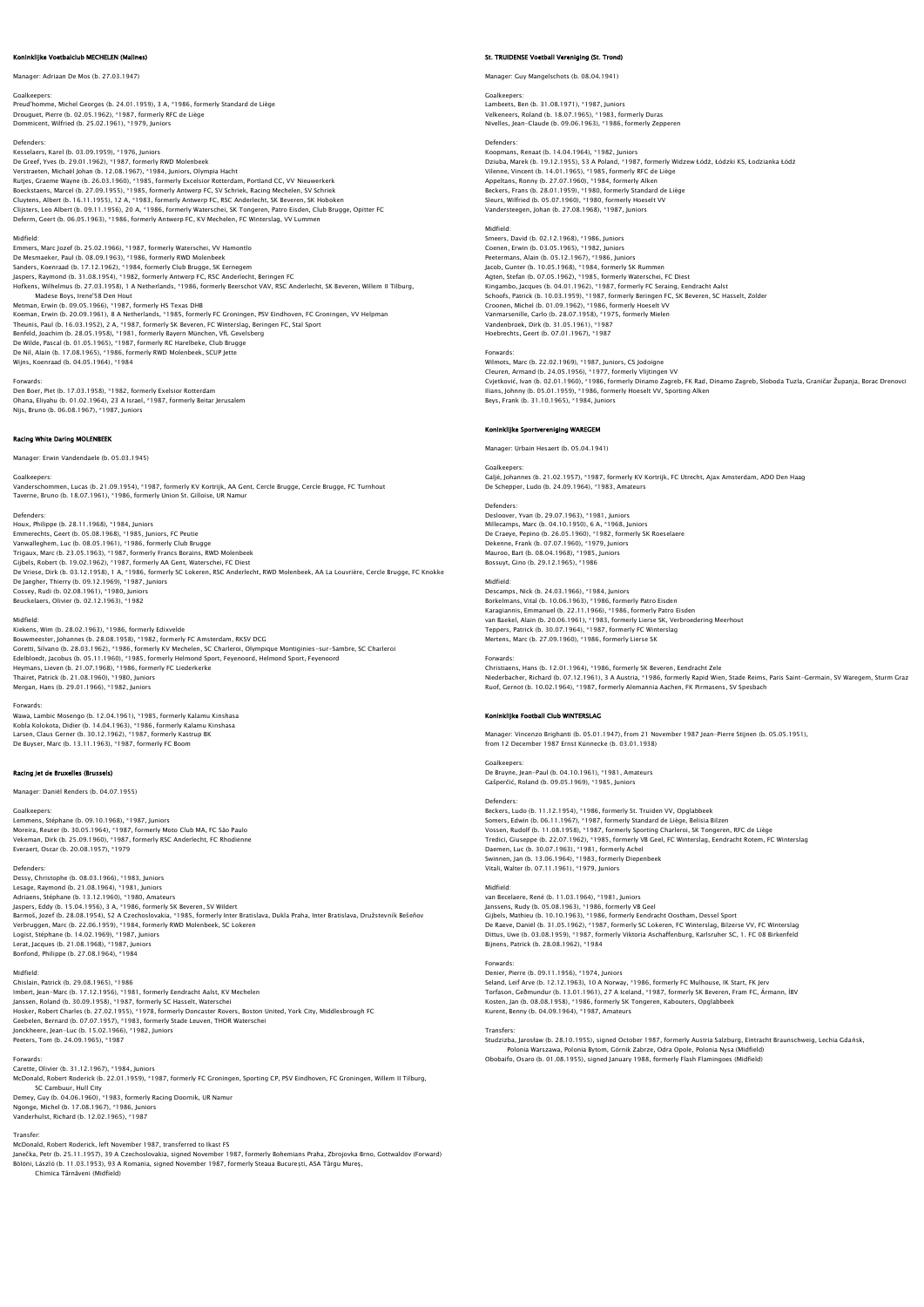#### Koninklijke Voetbalclub MECHELEN (Malines)

Manager: Adriaan De Mos (b. 27.03.1947)

Goalkeepers:
Preud'homme, Michel Georges (b. 24.01.1959), 3 A, *1986, formerly Standard de Liège
Drouguet, Pierre (b. 02.05.1962), *1987, formerly RFC de Liège
Dommicent, Wilfried (b. 25.02.1961), *1979, Juniors

Defenders:
Kesselaers, Karel (b. 03.09.1959), *1976, Juniors
De Greef, Yves (b. 29.01.1962), *1987, formerly RWD Molenbeek
Verstraeten, Michaël Johan (b. 12.08.1967), *1984, Juniors, Olympia Hacht
Rutjes, Graeme Wayne (b. 26.03.1960), *1985, formerly Excelsior Rotterdam, Portland CC, VV Nieuwerkerk
Boeckstaens, Marcel (b. 27.09.1955), *1985, formerly Antwerp FC, SV Schriek, Racing Mechelen, SV Schriek
Cluytens, Albert (b. 16.11.1955), 12 A, *1983, formerly Antwerp FC, RSC Anderlecht, SK Beveren, SK Hoboken
Clijsters, Leo Albert (b. 09.11.1956), 20 A, *1986, formerly Waterschei, SK Tongeren, Patro Eisden, Club Brugge, Opitter FC
Deferm, Geert (b. 06.05.1963), *1986, formerly Antwerp FC, KV Mechelen, FC Winterslag, VV Lummen

Midfield:
Emmers, Marc Jozef (b. 25.02.1966), *1987, formerly Waterschei, VV Hamontlo
De Mesmaeker, Paul (b. 08.09.1963), *1986, formerly RWD Molenbeek
Sanders, Koenraad (b. 17.12.1962), *1984, formerly Club Brugge, SK Eernegem
Jaspers, Raymond (b. 31.08.1954), *1982, formerly Antwerp FC, RSC Anderlecht, Beringen FC
Hofkens, Wilhelmus (b. 27.03.1958), 1 A Netherlands, *1986, formerly Beerschot VAV, RSC Anderlecht, SK Beveren, Willem II Tilburg, Madese Boys, Irene'58 Den Hout
Metman, Erwin (b. 09.05.1966), *1987, formerly HS Texas DHB
Koeman, Erwin (b. 20.09.1961), 8 A Netherlands, *1985, formerly FC Groningen, PSV Eindhoven, FC Groningen, VV Helpman
Theunis, Paul (b. 16.03.1952), 2 A, *1987, formerly SK Beveren, FC Winterslag, Beringen FC, Stal Sport
Benfeld, Joachim (b. 28.05.1958), *1981, formerly Bayern München, VfL Gevelsberg
De Wilde, Pascal (b. 01.05.1965), *1987, formerly RC Harelbeke, Club Brugge
De Nil, Alain (b. 17.08.1965), *1986, formerly RWD Molenbeek, SCUP Jette
Wijns, Koenraad (b. 04.05.1964), *1984

Forwards:
Den Boer, Piet (b. 17.03.1958), *1982, formerly Exelsior Rotterdam
Ohana, Eliyahu (b. 01.02.1964), 23 A Israel, *1987, formerly Beitar Jerusalem
Nijs, Bruno (b. 06.08.1967), *1987, Juniors

#### Racing White Daring MOLENBEEK

Manager: Erwin Vandendaele (b. 05.03.1945)

Goalkeepers:
Vanderschommen, Lucas (b. 21.09.1954), *1987, formerly KV Kortrijk, AA Gent, Cercle Brugge, Cercle Brugge, FC Turnhout
Taverne, Bruno (b. 18.07.1961), *1986, formerly Union St. Gilloise, UR Namur

Defenders:
Houx, Philippe (b. 28.11.1968), *1984, Juniors
Emmerechts, Geert (b. 05.08.1968), *1985, Juniors, FC Peutie
Vanwalleghem, Luc (b. 08.05.1961), *1986, formerly Club Brugge
Trigaux, Marc (b. 23.05.1963), *1987, formerly Francs Borains, RWD Molenbeek
Gijbels, Robert (b. 19.02.1962), *1987, formerly AA Gent, Waterschei, FC Diest
De Vriese, Dirk (b. 03.12.1958), 1 A, *1986, formerly SC Lokeren, RSC Anderlecht, RWD Molenbeek, AA La Louvrière, Cercle Brugge, FC Knokke
De Jaegher, Thierry (b. 09.12.1969), *1987, Juniors
Cossey, Rudi (b. 02.08.1961), *1980, Juniors
Beuckelaers, Olivier (b. 02.12.1963), *1982

Midfield:
Kiekens, Wim (b. 28.02.1963), *1986, formerly Edixvelde
Bouwmeester, Johannes (b. 28.08.1958), *1982, formerly FC Amsterdam, RKSV DCG
Goretti, Silvano (b. 28.03.1962), *1986, formerly KV Mechelen, SC Charleroi, Olympique Montignies-sur-Sambre, SC Charleroi
Edelbloedt, Jacobus (b. 05.11.1960), *1985, formerly Helmond Sport, Feyenoord, Helmond Sport, Feyenoord
Heymans, Lieven (b. 21.07.1968), *1986, formerly FC Liederkerke
Thairet, Patrick (b. 21.08.1960), *1980, Juniors
Mergan, Hans (b. 29.01.1966), *1982, Juniors

Forwards:
Wawa, Lambic Mosengo (b. 12.04.1961), *1985, formerly Kalamu Kinshasa
Kobla Kolokota, Didier (b. 14.04.1963), *1986, formerly Kalamu Kinshasa
Larsen, Claus Gerner (b. 30.12.1962), *1987, formerly Kastrup BK
De Buyser, Marc (b. 13.11.1963), *1987, formerly FC Boom

#### Racing Jet de Bruxelles (Brussels)

Manager: Daniël Renders (b. 04.07.1955)

Goalkeepers:
Lemmens, Stéphane (b. 09.10.1968), *1987, Juniors
Moreira, Reuter (b. 30.05.1964), *1987, formerly Moto Club MA, FC São Paulo
Vekeman, Dirk (b. 25.09.1960), *1987, formerly RSC Anderlecht, FC Rhodienne
Everaert, Oscar (b. 20.08.1957), *1979

Defenders:
Dessy, Christophe (b. 08.03.1966), *1983, Juniors
Lesage, Raymond (b. 21.08.1964), *1981, Juniors
Adriaens, Stéphane (b. 13.12.1960), *1980, Amateurs
Jaspers, Eddy (b. 15.04.1956), 3 A, *1986, formerly SK Beveren, SV Wildert
Barmoš, Jozef (b. 28.08.1954), 52 A Czechoslovakia, *1985, formerly Inter Bratislava, Dukla Praha, Inter Bratislava, Družstevník Bešeňov
Verbruggen, Marc (b. 22.06.1959), *1984, formerly RWD Molenbeek, SC Lokeren
Logist, Stéphane (b. 14.02.1969), *1987, Juniors
Lerat, Jacques (b. 21.08.1968), *1987, Juniors
Bonfond, Philippe (b. 27.08.1964), *1984

Midfield:
Ghislain, Patrick (b. 29.08.1965), *1986
Imbert, Jean-Marc (b. 17.12.1956), *1981, formerly Eendracht Aalst, KV Mechelen
Janssen, Roland (b. 30.09.1958), *1987, formerly SC Hasselt, Waterschei
Hosker, Robert Charles (b. 27.02.1955), *1978, formerly Doncaster Rovers, Boston United, York City, Middlesbrough FC
Geebelen, Bernard (b. 07.07.1957), *1983, formerly Stade Leuven, THOR Waterschei
Jonckheere, Jean-Luc (b. 15.02.1966), *1982, Juniors
Peeters, Tom (b. 24.09.1965), *1987

Forwards:
Carette, Olivier (b. 31.12.1967), *1984, Juniors
McDonald, Robert Roderick (b. 22.01.1959), *1987, formerly FC Groningen, Sporting CP, PSV Eindhoven, FC Groningen, Willem II Tilburg, SC Cambuur, Hull City
Demey, Guy (b. 04.06.1960), *1983, formerly Racing Doornik, UR Namur
Ngonge, Michel (b. 17.08.1967), *1986, Juniors
Vanderhulst, Richard (b. 12.02.1965), *1987

Transfer:
McDonald, Robert Roderick, left November 1987, transferred to Ikast FS
Janečka, Petr (b. 25.11.1957), 39 A Czechoslovakia, signed November 1987, formerly Bohemians Praha, Zbrojovka Brno, Gottwaldov (Forward)
Bölöni, László (b. 11.03.1953), 93 A Romania, signed November 1987, formerly Steaua Bucureşti, ASA Târgu Mureş, Chimica Târnăveni (Midfield)

#### St. TRUIDENSE Voetbal Vereniging (St. Trond)

Manager: Guy Mangelschots (b. 08.04.1941)

Goalkeepers:
Lambeets, Ben (b. 31.08.1971), *1987, Juniors
Velkeneers, Roland (b. 18.07.1965), *1983, formerly Duras
Nivelles, Jean-Claude (b. 09.06.1963), *1986, formerly Zepperen

Defenders:
Koopmans, Renaat (b. 14.04.1964), *1982, Juniors
Dziuba, Marek (b. 19.12.1955), 53 A Poland, *1987, formerly Widzew Łódź, Łódzki KS, Łodzianka Łódź
Vilenne, Vincent (b. 14.01.1965), *1985, formerly RFC de Liège
Appeltans, Ronny (b. 27.07.1960), *1984, formerly Alken
Beckers, Frans (b. 28.01.1959), *1980, formerly Standard de Liège
Sleurs, Wilfried (b. 05.07.1960), *1980, formerly Hoeselt VV
Vandersteegen, Johan (b. 27.08.1968), *1987, Juniors

Midfield:
Smeers, David (b. 02.12.1968), *1986, Juniors
Coenen, Erwin (b. 03.05.1965), *1982, Juniors
Peetermans, Alain (b. 05.12.1967), *1986, Juniors
Jacob, Gunter (b. 10.05.1968), *1984, formerly SK Rummen
Agten, Stefan (b. 07.05.1962), *1985, formerly Waterschei, FC Diest
Kingambo, Jacques (b. 04.01.1962), *1987, formerly FC Seraing, Eendracht Aalst
Schoofs, Patrick (b. 10.03.1959), *1987, formerly Beringen FC, SK Beveren, SC Hasselt, Zolder
Croonen, Michel (b. 01.09.1962), *1986, formerly Hoeselt VV
Vanmarsenille, Carlo (b. 28.07.1958), *1975, formerly Mielen
Vandenbroek, Dirk (b. 31.05.1961), *1987
Hoebrechts, Geert (b. 07.01.1967), *1987

Forwards:
Wilmots, Marc (b. 22.02.1969), *1987, Juniors, CS Jodoigne
Cleuren, Armand (b. 24.05.1956), *1977, formerly Vlijtingen VV
Cvjetković, Ivan (b. 02.01.1960), *1986, formerly Dinamo Zagreb, FK Rad, Dinamo Zagreb, Sloboda Tuzla, Graničar Županja, Borac Drenovci
Ilians, Johnny (b. 05.01.1959), *1986, formerly Hoeselt VV, Sporting Alken
Beys, Frank (b. 31.10.1965), *1984, Juniors

#### Koninklijke Sportvereniging WAREGEM

Manager: Urbain Hesaert (b. 05.04.1941)

Goalkeepers:
Galjé, Johannes (b. 21.02.1957), *1987, formerly KV Kortrijk, FC Utrecht, Ajax Amsterdam, ADO Den Haag
De Schepper, Ludo (b. 24.09.1964), *1983, Amateurs

Defenders:
Desloover, Yvan (b. 29.07.1963), *1981, Juniors
Millecamps, Marc (b. 04.10.1950), 6 A, *1968, Juniors
De Craeye, Pepino (b. 26.05.1960), *1982, formerly SK Roeselaere
Dekenne, Frank (b. 07.07.1960), *1979, Juniors
Mauroo, Bart (b. 08.04.1968), *1985, Juniors
Bossuyt, Gino (b. 29.12.1965), *1986

Midfield:
Descamps, Nick (b. 24.03.1966), *1984, Juniors
Borkelmans, Vital (b. 10.06.1963), *1986, formerly Patro Eisden
Karagiannis, Emmanuel (b. 22.11.1966), *1986, formerly Patro Eisden
van Baekel, Alain (b. 20.06.1961), *1983, formerly Lierse SK, Verbroedering Meerhout
Teppers, Patrick (b. 30.07.1964), *1987, formerly FC Winterslag
Mertens, Marc (b. 27.09.1960), *1986, formerly Lierse SK

Forwards:
Christiaens, Hans (b. 12.01.1964), *1986, formerly SK Beveren, Eendracht Zele
Niederbacher, Richard (b. 07.12.1961), 3 A Austria, *1986, formerly Rapid Wien, Stade Reims, Paris Saint-Germain, SV Waregem, Sturm Graz
Ruof, Gernot (b. 10.02.1964), *1987, formerly Alemannia Aachen, FK Pirmasens, SV Spesbach

#### Koninklijke Football Club WINTERSLAG

Manager: Vincenzo Brighanti (b. 05.01.1947), from 21 November 1987 Jean-Pierre Stijnen (b. 05.05.1951), from 12 December 1987 Ernst Künnecke (b. 03.01.1938)

Goalkeepers:
De Bruyne, Jean-Paul (b. 04.10.1961), *1981, Amateurs
Gašperčič, Roland (b. 09.05.1969), *1985, Juniors

Defenders:
Beckers, Ludo (b. 11.12.1954), *1986, formerly St. Truiden VV, Opglabbeek
Somers, Edwin (b. 06.11.1967), *1987, formerly Standard de Liège, Belisia Bilzen
Vossen, Rudolf (b. 11.08.1958), *1987, formerly Sporting Charleroi, SK Tongeren, RFC de Liège
Tredici, Giuseppe (b. 22.07.1962), *1985, formerly VB Geel, FC Winterslag, Eendracht Rotem, FC Winterslag
Daemen, Luc (b. 30.07.1963), *1981, formerly Achel
Swinnen, Jan (b. 13.06.1964), *1983, formerly Diepenbeek
Vitali, Walter (b. 07.11.1961), *1979, Juniors

Midfield:
van Becelaere, René (b. 11.03.1964), *1981, Juniors
Janssens, Rudy (b. 05.08.1963), *1986, formerly VB Geel
Gijbels, Mathieu (b. 10.10.1963), *1986, formerly Eendracht Oostham, Dessel Sport
De Raeve, Daniël (b. 31.05.1962), *1987, formerly SC Lokeren, FC Winterslag, Bilzerse VV, FC Winterslag
Dittus, Uwe (b. 03.08.1959), *1987, formerly Viktoria Aschaffenburg, Karlsruher SC, 1. FC 08 Birkenfeld
Bijnens, Patrick (b. 28.08.1962), *1984

Forwards:
Denier, Pierre (b. 09.11.1956), *1974, Juniors
Seland, Leif Arve (b. 12.12.1963), 10 A Norway, *1986, formerly FC Mulhouse, IK Start, FK Jerv
Torfason, Geðmundur (b. 13.01.1961), 27 A Iceland, *1987, formerly SK Beveren, Fram FC, Ármann, ÍBV
Kosten, Jan (b. 08.08.1958), *1986, formerly SK Tongeren, Kabouters, Opglabbeek
Kurent, Benny (b. 04.09.1964), *1987, Amateurs

Transfers:
Studzizba, Jarosław (b. 28.10.1955), signed October 1987, formerly Austria Salzburg, Eintracht Braunschweig, Lechia Gdańsk, Polonia Warszawa, Polonia Bytom, Górnik Zabrze, Odra Opole, Polonia Nysa (Midfield)
Obobaifo, Osaro (b. 01.08.1955), signed January 1988, formerly Flash Flamingoes (Midfield)